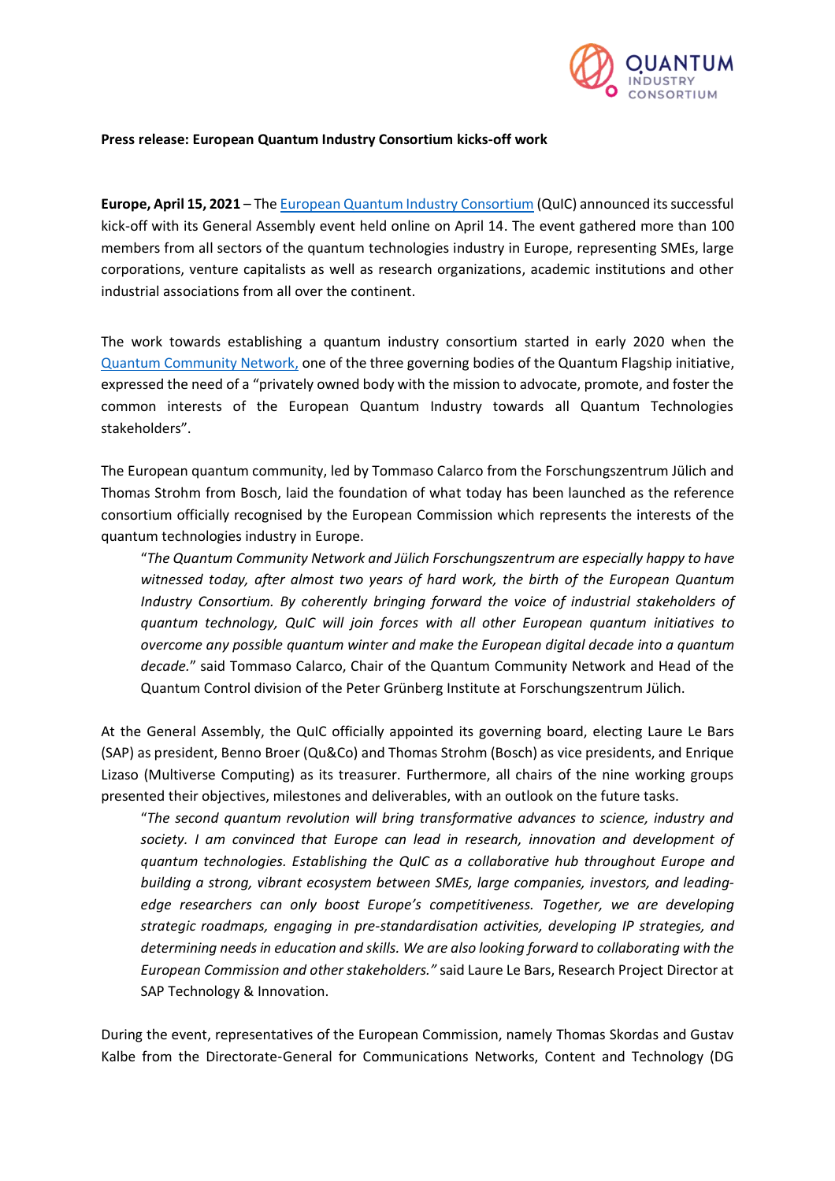**Press release: European Quantum Industry Consortium kicks-off work**

**Europe, April 15, 2021** – The European Quantum Industry Consortium (QuIC) announced its successful kick-off with its General Assembly event held online on April 14. The event gathered more than 100 members from all sectors of the quantum technologies industry in Europe, representing SMEs, large corporations, venture capitalists as well as research organizations, academic institutions and other industrial associations from all over the continent.

The work towards establishing a quantum industry consortium started in early 2020 when the Quantum Community Network, one of the three governing bodies of the Quantum Flagship initiative, expressed the need of a "privately owned body with the mission to advocate, promote, and foster the common interests of the European Quantum Industry towards all Quantum Technologies stakeholders".

The European quantum community, led by Tommaso Calarco from the Forschungszentrum Jülich and Thomas Strohm from Bosch, laid the foundation of what today has been launched as the reference consortium officially recognised by the European Commission which represents the interests of the quantum technologies industry in Europe.

> "*The Quantum Community Network and Jülich Forschungszentrum are especially happy to have witnessed today, after almost two years of hard work, the birth of the European Quantum Industry Consortium. By coherently bringing forward the voice of industrial stakeholders of quantum technology, QuIC will join forces with all other European quantum initiatives to overcome any possible quantum winter and make the European digital decade into a quantum decade.*" said Tommaso Calarco, Chair of the Quantum Community Network and Head of the Quantum Control division of the Peter Grünberg Institute at Forschungszentrum Jülich.

At the General Assembly, the QuIC officially appointed its governing board, electing Laure Le Bars (SAP) as president, Benno Broer (Qu&Co) and Thomas Strohm (Bosch) as vice presidents, and Enrique Lizaso (Multiverse Computing) as its treasurer. Furthermore, all chairs of the nine working groups presented their objectives, milestones and deliverables, with an outlook on the future tasks.

> "*The second quantum revolution will bring transformative advances to science, industry and society. I am convinced that Europe can lead in research, innovation and development of quantum technologies. Establishing the QuIC as a collaborative hub throughout Europe and building a strong, vibrant ecosystem between SMEs, large companies, investors, and leading-edge researchers can only boost Europe's competitiveness. Together, we are developing strategic roadmaps, engaging in pre-standardisation activities, developing IP strategies, and determining needs in education and skills. We are also looking forward to collaborating with the European Commission and other stakeholders.*" said Laure Le Bars, Research Project Director at SAP Technology & Innovation.

During the event, representatives of the European Commission, namely Thomas Skordas and Gustav Kalbe from the Directorate-General for Communications Networks, Content and Technology (DG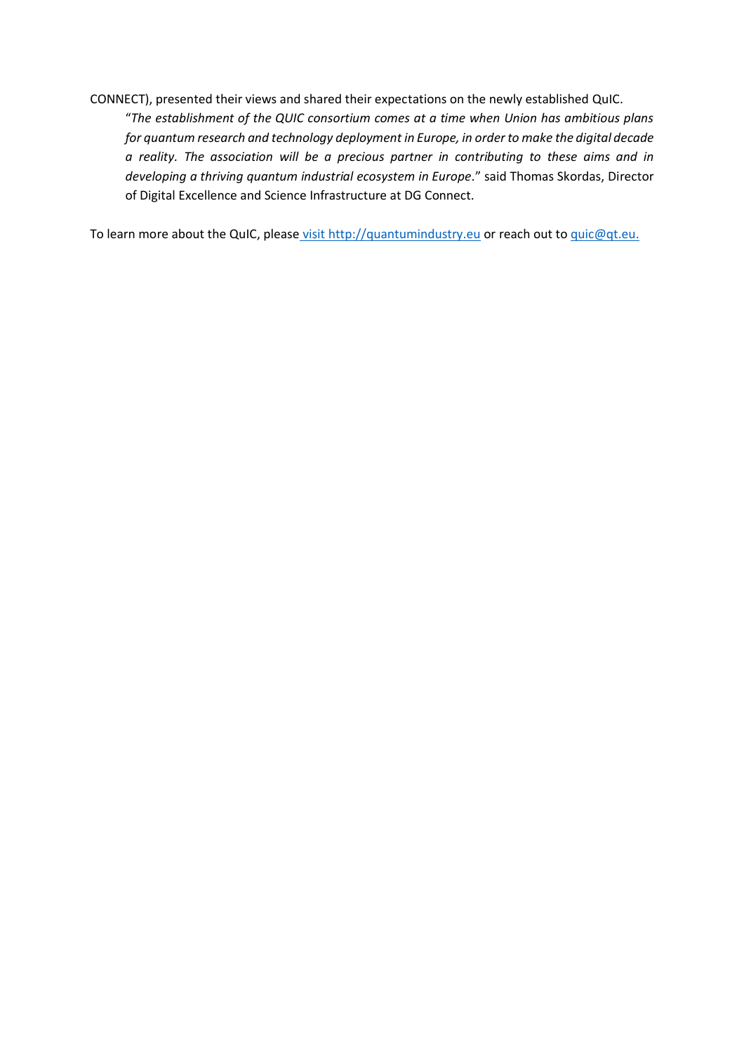CONNECT), presented their views and shared their expectations on the newly established QuIC.

> "*The establishment of the QUIC consortium comes at a time when Union has ambitious plans for quantum research and technology deployment in Europe, in order to make the digital decade a reality. The association will be a precious partner in contributing to these aims and in developing a thriving quantum industrial ecosystem in Europe*." said Thomas Skordas, Director of Digital Excellence and Science Infrastructure at DG Connect.

To learn more about the QuIC, please visit http://quantumindustry.eu or reach out to quic@qt.eu.